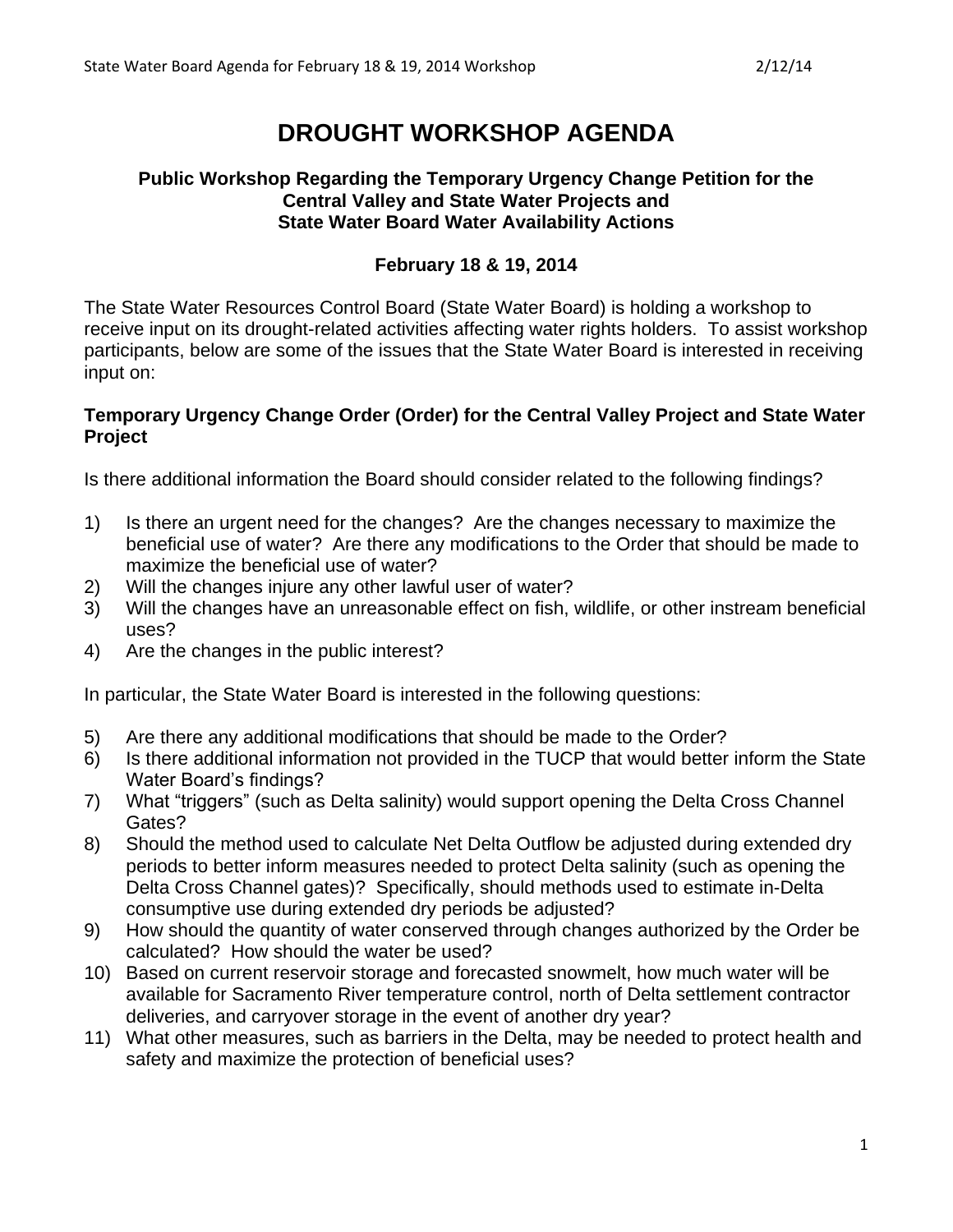# DROUGHT WORKSHOP AGENDA

### Public Workshop Regarding the Temporary Urgency Change Petition for the Central Valley and State Water Projects and State Water Board Water Availability Actions

### February 18 & 19, 2014

The State Water Resources Control Board (State Water Board) is holding a workshop to receive input on its drought-related activities affecting water rights holders. To assist workshop participants, below are some of the issues that the State Water Board is interested in receiving input on:

## Temporary Urgency Change Order (Order) for the Central Valley Project and State Water Project

Is there additional information the Board should consider related to the following findings?

1) Is there an urgent need for the changes? Are the changes necessary to maximize the beneficial use of water? Are there any modifications to the Order that should be made to maximize the beneficial use of water?
2) Will the changes injure any other lawful user of water?
3) Will the changes have an unreasonable effect on fish, wildlife, or other instream beneficial uses?
4) Are the changes in the public interest?

In particular, the State Water Board is interested in the following questions:

5) Are there any additional modifications that should be made to the Order?
6) Is there additional information not provided in the TUCP that would better inform the State Water Board's findings?
7) What "triggers" (such as Delta salinity) would support opening the Delta Cross Channel Gates?
8) Should the method used to calculate Net Delta Outflow be adjusted during extended dry periods to better inform measures needed to protect Delta salinity (such as opening the Delta Cross Channel gates)? Specifically, should methods used to estimate in-Delta consumptive use during extended dry periods be adjusted?
9) How should the quantity of water conserved through changes authorized by the Order be calculated? How should the water be used?
10) Based on current reservoir storage and forecasted snowmelt, how much water will be available for Sacramento River temperature control, north of Delta settlement contractor deliveries, and carryover storage in the event of another dry year?
11) What other measures, such as barriers in the Delta, may be needed to protect health and safety and maximize the protection of beneficial uses?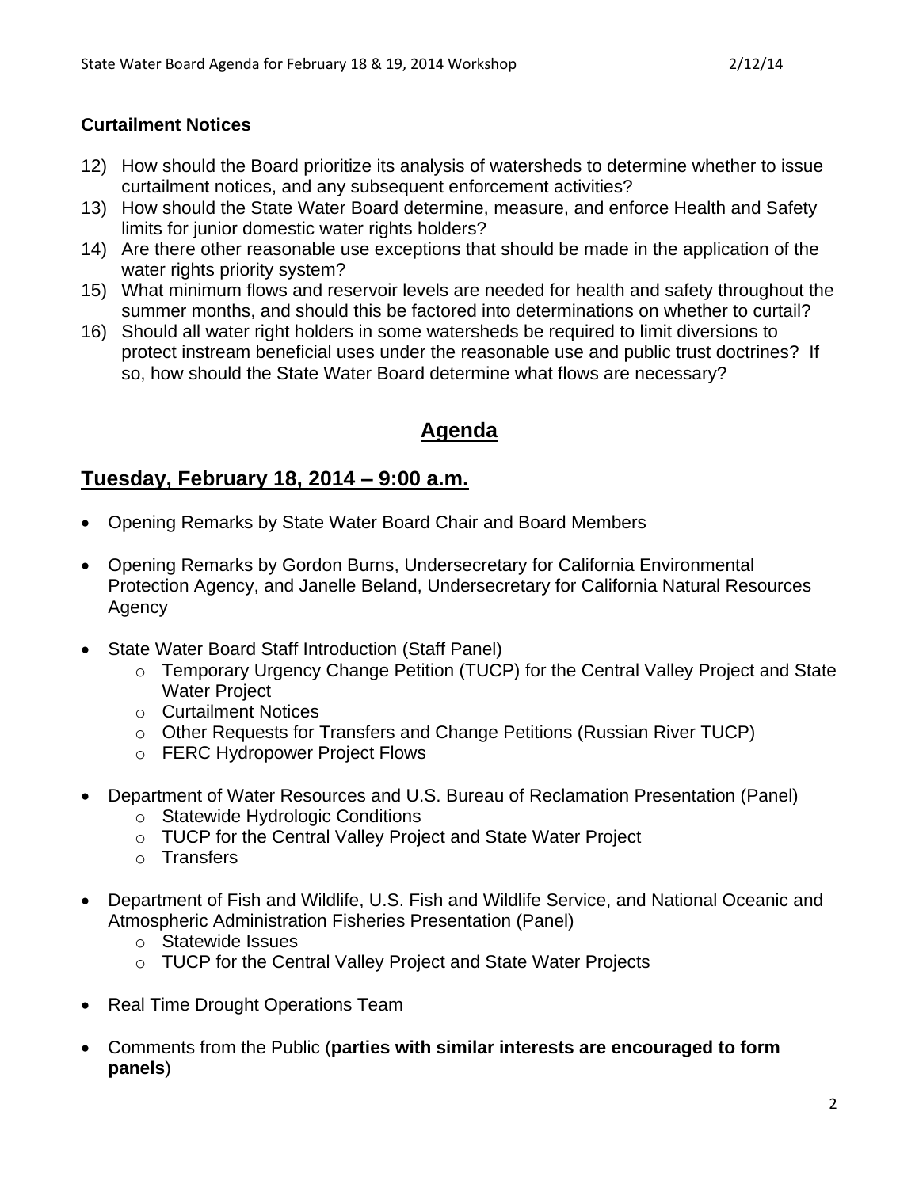**Curtailment Notices**

12) How should the Board prioritize its analysis of watersheds to determine whether to issue curtailment notices, and any subsequent enforcement activities?
13) How should the State Water Board determine, measure, and enforce Health and Safety limits for junior domestic water rights holders?
14) Are there other reasonable use exceptions that should be made in the application of the water rights priority system?
15) What minimum flows and reservoir levels are needed for health and safety throughout the summer months, and should this be factored into determinations on whether to curtail?
16) Should all water right holders in some watersheds be required to limit diversions to protect instream beneficial uses under the reasonable use and public trust doctrines? If so, how should the State Water Board determine what flows are necessary?

# Agenda

## Tuesday, February 18, 2014 – 9:00 a.m.

- Opening Remarks by State Water Board Chair and Board Members
- Opening Remarks by Gordon Burns, Undersecretary for California Environmental Protection Agency, and Janelle Beland, Undersecretary for California Natural Resources Agency
- State Water Board Staff Introduction (Staff Panel)
  - Temporary Urgency Change Petition (TUCP) for the Central Valley Project and State Water Project
  - Curtailment Notices
  - Other Requests for Transfers and Change Petitions (Russian River TUCP)
  - FERC Hydropower Project Flows
- Department of Water Resources and U.S. Bureau of Reclamation Presentation (Panel)
  - Statewide Hydrologic Conditions
  - TUCP for the Central Valley Project and State Water Project
  - Transfers
- Department of Fish and Wildlife, U.S. Fish and Wildlife Service, and National Oceanic and Atmospheric Administration Fisheries Presentation (Panel)
  - Statewide Issues
  - TUCP for the Central Valley Project and State Water Projects
- Real Time Drought Operations Team
- Comments from the Public (**parties with similar interests are encouraged to form panels**)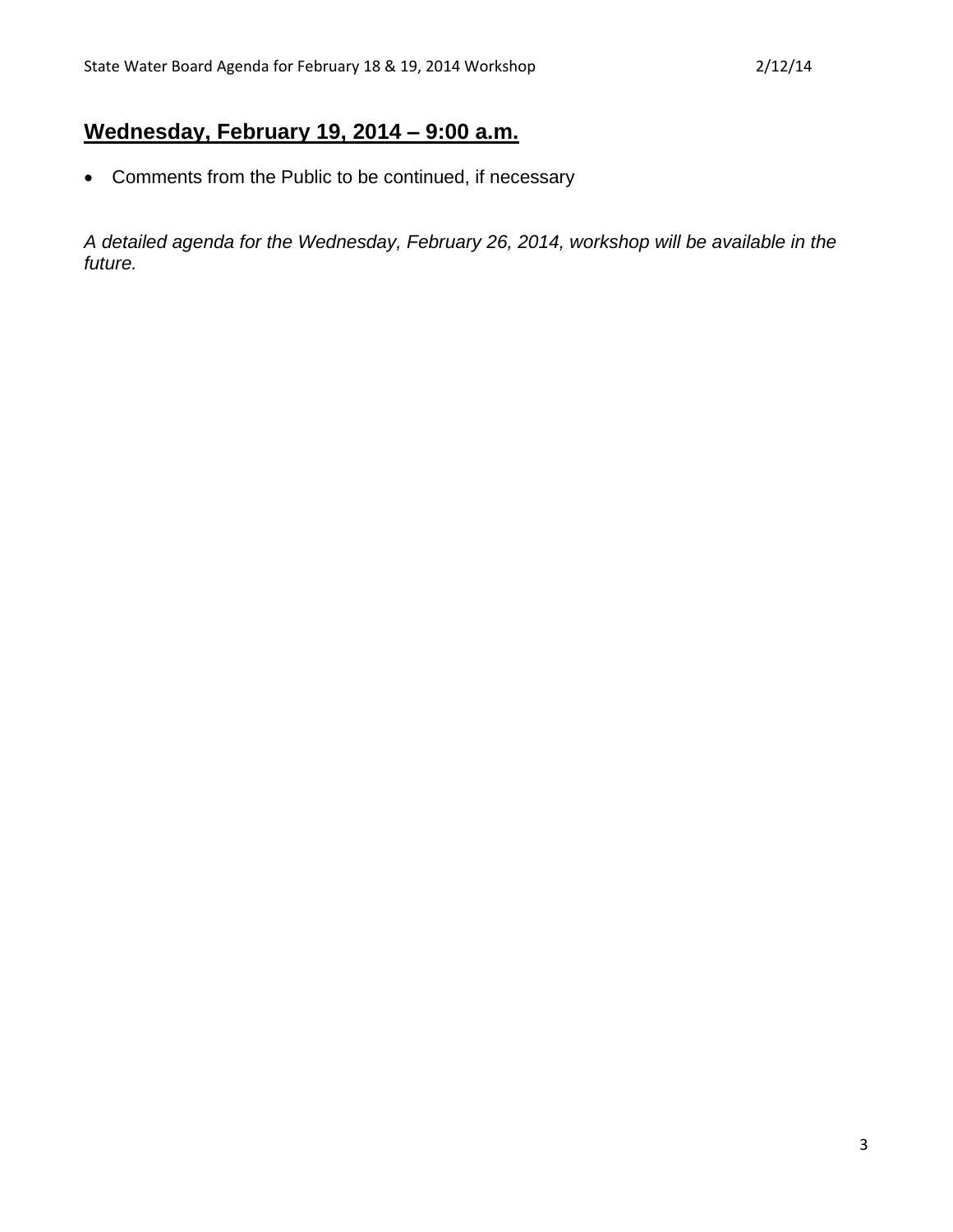## Wednesday, February 19, 2014 – 9:00 a.m.

- Comments from the Public to be continued, if necessary

*A detailed agenda for the Wednesday, February 26, 2014, workshop will be available in the future.*